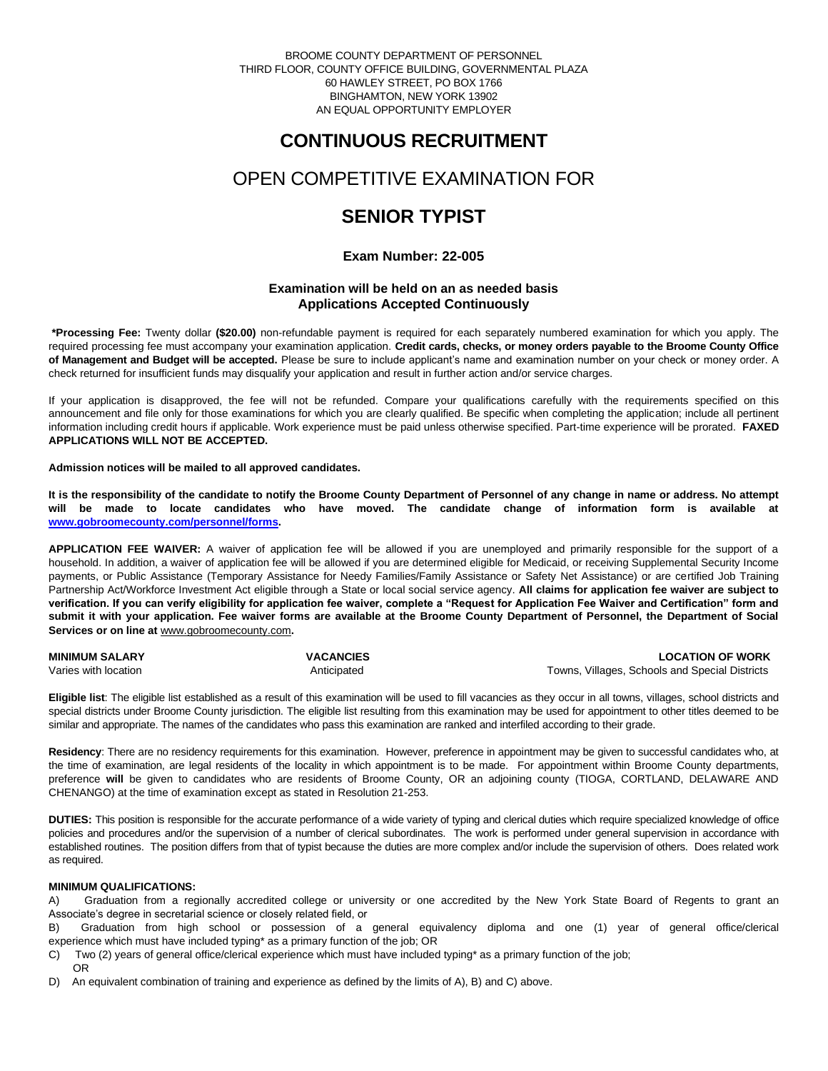BROOME COUNTY DEPARTMENT OF PERSONNEL
THIRD FLOOR, COUNTY OFFICE BUILDING, GOVERNMENTAL PLAZA
60 HAWLEY STREET, PO BOX 1766
BINGHAMTON, NEW YORK 13902
AN EQUAL OPPORTUNITY EMPLOYER

# CONTINUOUS RECRUITMENT

## OPEN COMPETITIVE EXAMINATION FOR

# SENIOR TYPIST

### Exam Number: 22-005

**Examination will be held on an as needed basis**
**Applications Accepted Continuously**

**\*Processing Fee:** Twenty dollar **($20.00)** non-refundable payment is required for each separately numbered examination for which you apply. The required processing fee must accompany your examination application. **Credit cards, checks, or money orders payable to the Broome County Office of Management and Budget will be accepted.** Please be sure to include applicant's name and examination number on your check or money order. A check returned for insufficient funds may disqualify your application and result in further action and/or service charges.

If your application is disapproved, the fee will not be refunded. Compare your qualifications carefully with the requirements specified on this announcement and file only for those examinations for which you are clearly qualified. Be specific when completing the application; include all pertinent information including credit hours if applicable. Work experience must be paid unless otherwise specified. Part-time experience will be prorated. **FAXED APPLICATIONS WILL NOT BE ACCEPTED.**

**Admission notices will be mailed to all approved candidates.**

**It is the responsibility of the candidate to notify the Broome County Department of Personnel of any change in name or address. No attempt will be made to locate candidates who have moved. The candidate change of information form is available at www.gobroomecounty.com/personnel/forms.**

**APPLICATION FEE WAIVER:** A waiver of application fee will be allowed if you are unemployed and primarily responsible for the support of a household. In addition, a waiver of application fee will be allowed if you are determined eligible for Medicaid, or receiving Supplemental Security Income payments, or Public Assistance (Temporary Assistance for Needy Families/Family Assistance or Safety Net Assistance) or are certified Job Training Partnership Act/Workforce Investment Act eligible through a State or local social service agency. **All claims for application fee waiver are subject to verification. If you can verify eligibility for application fee waiver, complete a "Request for Application Fee Waiver and Certification" form and submit it with your application. Fee waiver forms are available at the Broome County Department of Personnel, the Department of Social Services or on line at** www.gobroomecounty.com**.**

| MINIMUM SALARY | VACANCIES | LOCATION OF WORK |
|---|---|---|
| Varies with location | Anticipated | Towns, Villages, Schools and Special Districts |

**Eligible list**: The eligible list established as a result of this examination will be used to fill vacancies as they occur in all towns, villages, school districts and special districts under Broome County jurisdiction. The eligible list resulting from this examination may be used for appointment to other titles deemed to be similar and appropriate. The names of the candidates who pass this examination are ranked and interfiled according to their grade.

**Residency**: There are no residency requirements for this examination. However, preference in appointment may be given to successful candidates who, at the time of examination, are legal residents of the locality in which appointment is to be made. For appointment within Broome County departments, preference **will** be given to candidates who are residents of Broome County, OR an adjoining county (TIOGA, CORTLAND, DELAWARE AND CHENANGO) at the time of examination except as stated in Resolution 21-253.

**DUTIES:** This position is responsible for the accurate performance of a wide variety of typing and clerical duties which require specialized knowledge of office policies and procedures and/or the supervision of a number of clerical subordinates. The work is performed under general supervision in accordance with established routines. The position differs from that of typist because the duties are more complex and/or include the supervision of others. Does related work as required.

**MINIMUM QUALIFICATIONS:**

A) Graduation from a regionally accredited college or university or one accredited by the New York State Board of Regents to grant an Associate's degree in secretarial science or closely related field, or

B) Graduation from high school or possession of a general equivalency diploma and one (1) year of general office/clerical experience which must have included typing* as a primary function of the job; OR

C) Two (2) years of general office/clerical experience which must have included typing* as a primary function of the job;
OR

D) An equivalent combination of training and experience as defined by the limits of A), B) and C) above.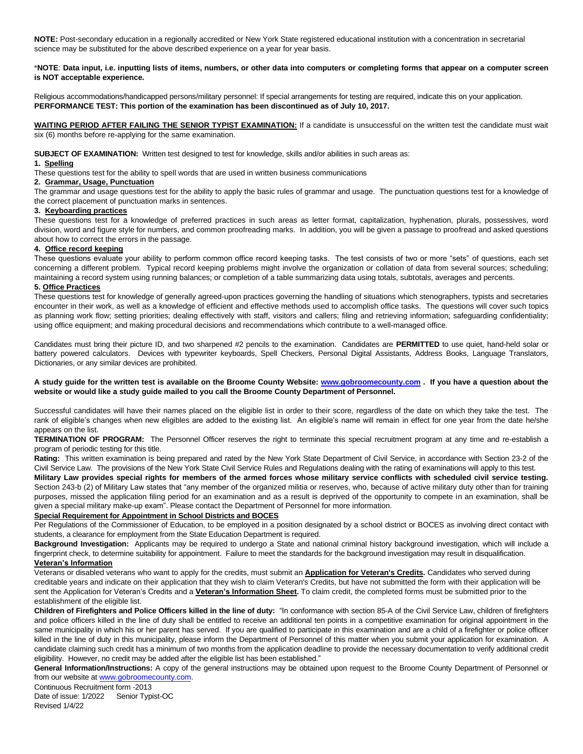**NOTE:** Post-secondary education in a regionally accredited or New York State registered educational institution with a concentration in secretarial science may be substituted for the above described experience on a year for year basis.

\***NOTE**: **Data input, i.e. inputting lists of items, numbers, or other data into computers or completing forms that appear on a computer screen is NOT acceptable experience.**

Religious accommodations/handicapped persons/military personnel: If special arrangements for testing are required, indicate this on your application.
**PERFORMANCE TEST: This portion of the examination has been discontinued as of July 10, 2017.**

**WAITING PERIOD AFTER FAILING THE SENIOR TYPIST EXAMINATION:** If a candidate is unsuccessful on the written test the candidate must wait six (6) months before re-applying for the same examination.

**SUBJECT OF EXAMINATION:** Written test designed to test for knowledge, skills and/or abilities in such areas as:

**1. Spelling**
These questions test for the ability to spell words that are used in written business communications

**2. Grammar, Usage, Punctuation**
The grammar and usage questions test for the ability to apply the basic rules of grammar and usage. The punctuation questions test for a knowledge of the correct placement of punctuation marks in sentences.

**3. Keyboarding practices**
These questions test for a knowledge of preferred practices in such areas as letter format, capitalization, hyphenation, plurals, possessives, word division, word and figure style for numbers, and common proofreading marks. In addition, you will be given a passage to proofread and asked questions about how to correct the errors in the passage.

**4. Office record keeping**
These questions evaluate your ability to perform common office record keeping tasks. The test consists of two or more "sets" of questions, each set concerning a different problem. Typical record keeping problems might involve the organization or collation of data from several sources; scheduling; maintaining a record system using running balances; or completion of a table summarizing data using totals, subtotals, averages and percents.

**5. Office Practices**
These questions test for knowledge of generally agreed-upon practices governing the handling of situations which stenographers, typists and secretaries encounter in their work, as well as a knowledge of efficient and effective methods used to accomplish office tasks. The questions will cover such topics as planning work flow; setting priorities; dealing effectively with staff, visitors and callers; filing and retrieving information; safeguarding confidentiality; using office equipment; and making procedural decisions and recommendations which contribute to a well-managed office.

Candidates must bring their picture ID, and two sharpened #2 pencils to the examination. Candidates are **PERMITTED** to use quiet, hand-held solar or battery powered calculators. Devices with typewriter keyboards, Spell Checkers, Personal Digital Assistants, Address Books, Language Translators, Dictionaries, or any similar devices are prohibited.

**A study guide for the written test is available on the Broome County Website: www.gobroomecounty.com . If you have a question about the website or would like a study guide mailed to you call the Broome County Department of Personnel.**

Successful candidates will have their names placed on the eligible list in order to their score, regardless of the date on which they take the test. The rank of eligible's changes when new eligibles are added to the existing list. An eligible's name will remain in effect for one year from the date he/she appears on the list.

**TERMINATION OF PROGRAM:** The Personnel Officer reserves the right to terminate this special recruitment program at any time and re-establish a program of periodic testing for this title.

**Rating:** This written examination is being prepared and rated by the New York State Department of Civil Service, in accordance with Section 23-2 of the Civil Service Law. The provisions of the New York State Civil Service Rules and Regulations dealing with the rating of examinations will apply to this test.

**Military Law provides special rights for members of the armed forces whose military service conflicts with scheduled civil service testing.** Section 243-b (2) of Military Law states that "any member of the organized militia or reserves, who, because of active military duty other than for training purposes, missed the application filing period for an examination and as a result is deprived of the opportunity to compete in an examination, shall be given a special military make-up exam". Please contact the Department of Personnel for more information.

**Special Requirement for Appointment in School Districts and BOCES**
Per Regulations of the Commissioner of Education, to be employed in a position designated by a school district or BOCES as involving direct contact with students, a clearance for employment from the State Education Department is required.

**Background Investigation:** Applicants may be required to undergo a State and national criminal history background investigation, which will include a fingerprint check, to determine suitability for appointment. Failure to meet the standards for the background investigation may result in disqualification.

**Veteran's Information**
Veterans or disabled veterans who want to apply for the credits, must submit an **Application for Veteran's Credits.** Candidates who served during creditable years and indicate on their application that they wish to claim Veteran's Credits, but have not submitted the form with their application will be sent the Application for Veteran's Credits and a **Veteran's Information Sheet.** To claim credit, the completed forms must be submitted prior to the establishment of the eligible list.

**Children of Firefighters and Police Officers killed in the line of duty:** "In conformance with section 85-A of the Civil Service Law, children of firefighters and police officers killed in the line of duty shall be entitled to receive an additional ten points in a competitive examination for original appointment in the same municipality in which his or her parent has served. If you are qualified to participate in this examination and are a child of a firefighter or police officer killed in the line of duty in this municipality, please inform the Department of Personnel of this matter when you submit your application for examination. A candidate claiming such credit has a minimum of two months from the application deadline to provide the necessary documentation to verify additional credit eligibility. However, no credit may be added after the eligible list has been established."

**General Information/Instructions:** A copy of the general instructions may be obtained upon request to the Broome County Department of Personnel or from our website at www.gobroomecounty.com.

Continuous Recruitment form -2013
Date of issue: 1/2022 Senior Typist-OC
Revised 1/4/22